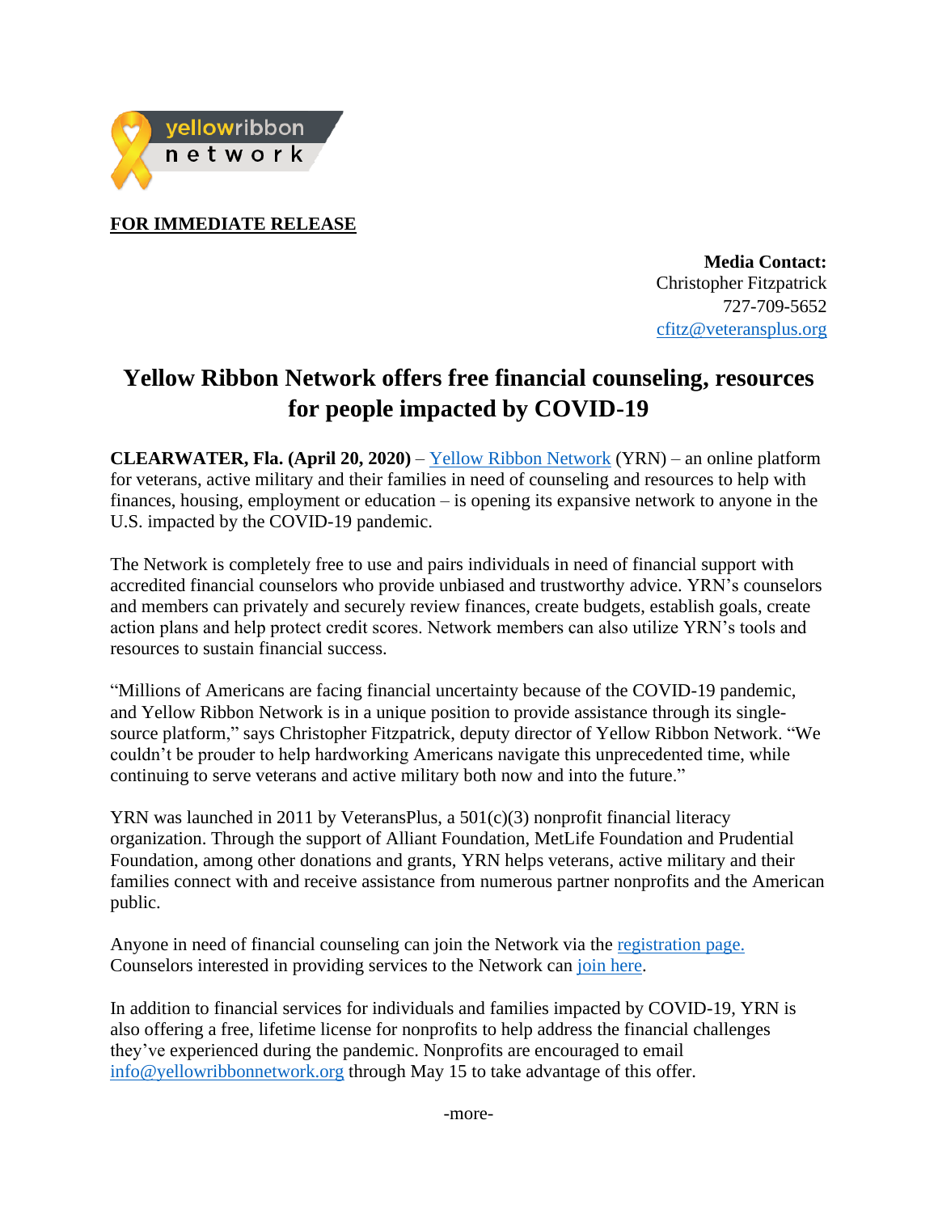yellowribbon network

**FOR IMMEDIATE RELEASE**

**Media Contact:**
Christopher Fitzpatrick
727-709-5652
cfitz@veteransplus.org

# Yellow Ribbon Network offers free financial counseling, resources for people impacted by COVID-19

**CLEARWATER, Fla. (April 20, 2020)** – Yellow Ribbon Network (YRN) – an online platform for veterans, active military and their families in need of counseling and resources to help with finances, housing, employment or education – is opening its expansive network to anyone in the U.S. impacted by the COVID-19 pandemic.

The Network is completely free to use and pairs individuals in need of financial support with accredited financial counselors who provide unbiased and trustworthy advice. YRN's counselors and members can privately and securely review finances, create budgets, establish goals, create action plans and help protect credit scores. Network members can also utilize YRN's tools and resources to sustain financial success.

"Millions of Americans are facing financial uncertainty because of the COVID-19 pandemic, and Yellow Ribbon Network is in a unique position to provide assistance through its single-source platform," says Christopher Fitzpatrick, deputy director of Yellow Ribbon Network. "We couldn't be prouder to help hardworking Americans navigate this unprecedented time, while continuing to serve veterans and active military both now and into the future."

YRN was launched in 2011 by VeteransPlus, a 501(c)(3) nonprofit financial literacy organization. Through the support of Alliant Foundation, MetLife Foundation and Prudential Foundation, among other donations and grants, YRN helps veterans, active military and their families connect with and receive assistance from numerous partner nonprofits and the American public.

Anyone in need of financial counseling can join the Network via the registration page. Counselors interested in providing services to the Network can join here.

In addition to financial services for individuals and families impacted by COVID-19, YRN is also offering a free, lifetime license for nonprofits to help address the financial challenges they've experienced during the pandemic. Nonprofits are encouraged to email info@yellowribbonnetwork.org through May 15 to take advantage of this offer.

-more-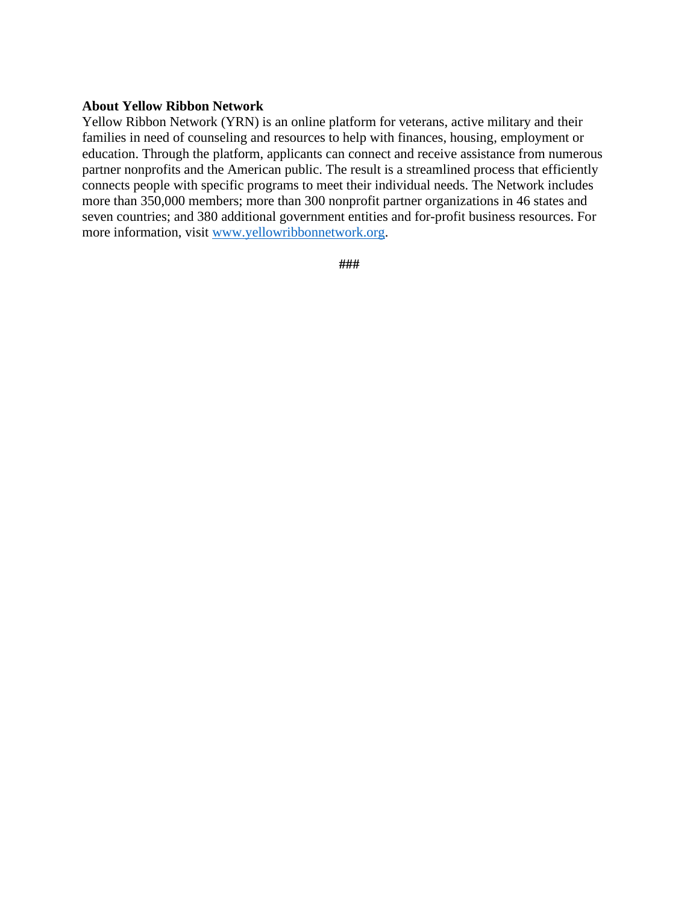**About Yellow Ribbon Network**

Yellow Ribbon Network (YRN) is an online platform for veterans, active military and their families in need of counseling and resources to help with finances, housing, employment or education. Through the platform, applicants can connect and receive assistance from numerous partner nonprofits and the American public. The result is a streamlined process that efficiently connects people with specific programs to meet their individual needs. The Network includes more than 350,000 members; more than 300 nonprofit partner organizations in 46 states and seven countries; and 380 additional government entities and for-profit business resources. For more information, visit [www.yellowribbonnetwork.org](http://www.yellowribbonnetwork.org).

**###**